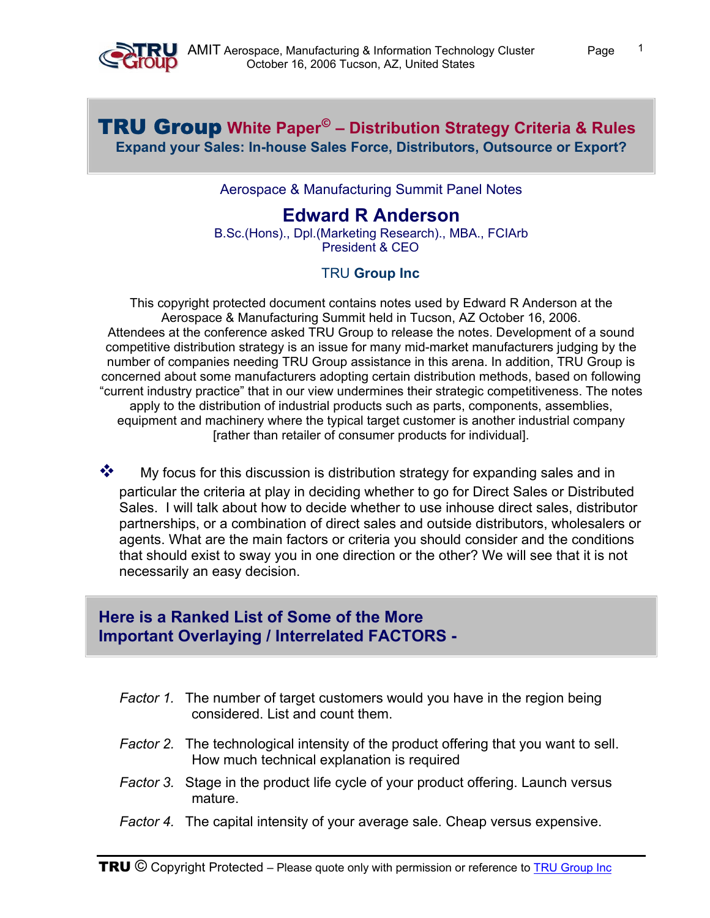# TRU Group White Paper© – Distribution Strategy Criteria & Rules

## Expand your Sales: In-house Sales Force, Distributors, Outsource or Export?

Aerospace & Manufacturing Summit Panel Notes

**Edward R Anderson**

B.Sc.(Hons)., Dpl.(Marketing Research)., MBA., FCIArb
President & CEO

TRU **Group Inc**

This copyright protected document contains notes used by Edward R Anderson at the Aerospace & Manufacturing Summit held in Tucson, AZ October 16, 2006. Attendees at the conference asked TRU Group to release the notes. Development of a sound competitive distribution strategy is an issue for many mid-market manufacturers judging by the number of companies needing TRU Group assistance in this arena. In addition, TRU Group is concerned about some manufacturers adopting certain distribution methods, based on following "current industry practice" that in our view undermines their strategic competitiveness. The notes apply to the distribution of industrial products such as parts, components, assemblies, equipment and machinery where the typical target customer is another industrial company [rather than retailer of consumer products for individual].

- My focus for this discussion is distribution strategy for expanding sales and in particular the criteria at play in deciding whether to go for Direct Sales or Distributed Sales. I will talk about how to decide whether to use inhouse direct sales, distributor partnerships, or a combination of direct sales and outside distributors, wholesalers or agents. What are the main factors or criteria you should consider and the conditions that should exist to sway you in one direction or the other? We will see that it is not necessarily an easy decision.

## Here is a Ranked List of Some of the More Important Overlaying / Interrelated FACTORS -

*Factor 1.* The number of target customers would you have in the region being considered. List and count them.

*Factor 2.* The technological intensity of the product offering that you want to sell. How much technical explanation is required

*Factor 3.* Stage in the product life cycle of your product offering. Launch versus mature.

*Factor 4.* The capital intensity of your average sale. Cheap versus expensive.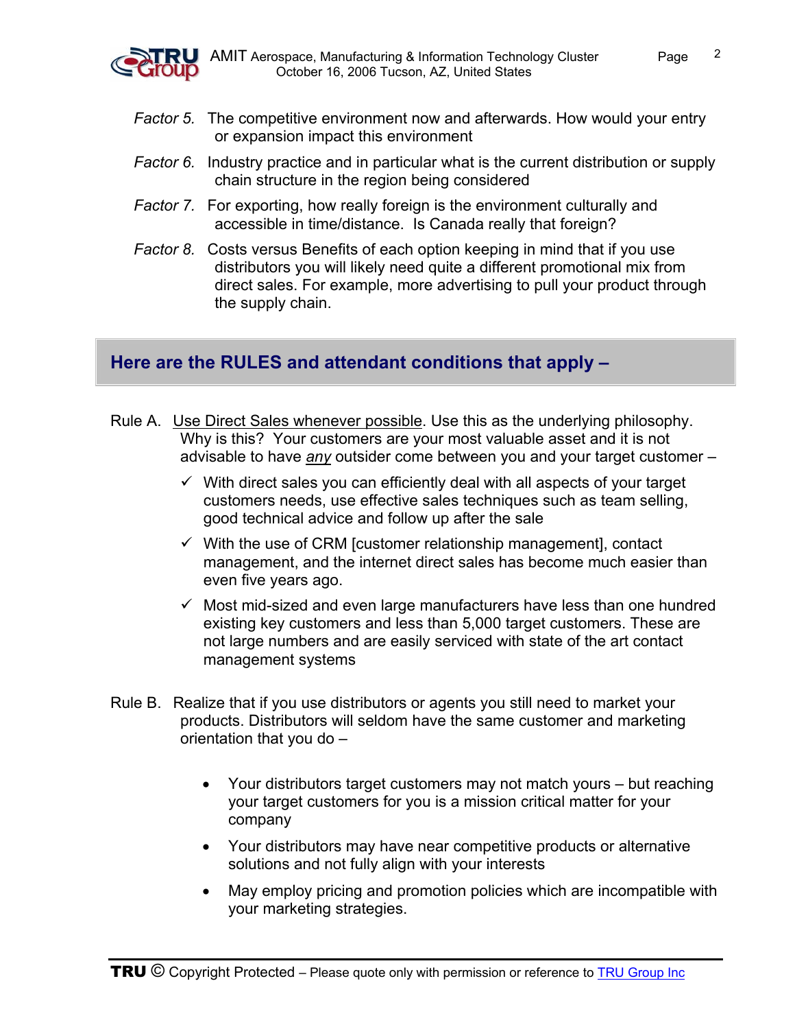*Factor 5.* The competitive environment now and afterwards. How would your entry or expansion impact this environment

*Factor 6.* Industry practice and in particular what is the current distribution or supply chain structure in the region being considered

*Factor 7.* For exporting, how really foreign is the environment culturally and accessible in time/distance. Is Canada really that foreign?

*Factor 8.* Costs versus Benefits of each option keeping in mind that if you use distributors you will likely need quite a different promotional mix from direct sales. For example, more advertising to pull your product through the supply chain.

## Here are the RULES and attendant conditions that apply –

Rule A. Use Direct Sales whenever possible. Use this as the underlying philosophy. Why is this? Your customers are your most valuable asset and it is not advisable to have *any* outsider come between you and your target customer –

- ✓ With direct sales you can efficiently deal with all aspects of your target customers needs, use effective sales techniques such as team selling, good technical advice and follow up after the sale
- ✓ With the use of CRM [customer relationship management], contact management, and the internet direct sales has become much easier than even five years ago.
- ✓ Most mid-sized and even large manufacturers have less than one hundred existing key customers and less than 5,000 target customers. These are not large numbers and are easily serviced with state of the art contact management systems

Rule B. Realize that if you use distributors or agents you still need to market your products. Distributors will seldom have the same customer and marketing orientation that you do –

- Your distributors target customers may not match yours – but reaching your target customers for you is a mission critical matter for your company
- Your distributors may have near competitive products or alternative solutions and not fully align with your interests
- May employ pricing and promotion policies which are incompatible with your marketing strategies.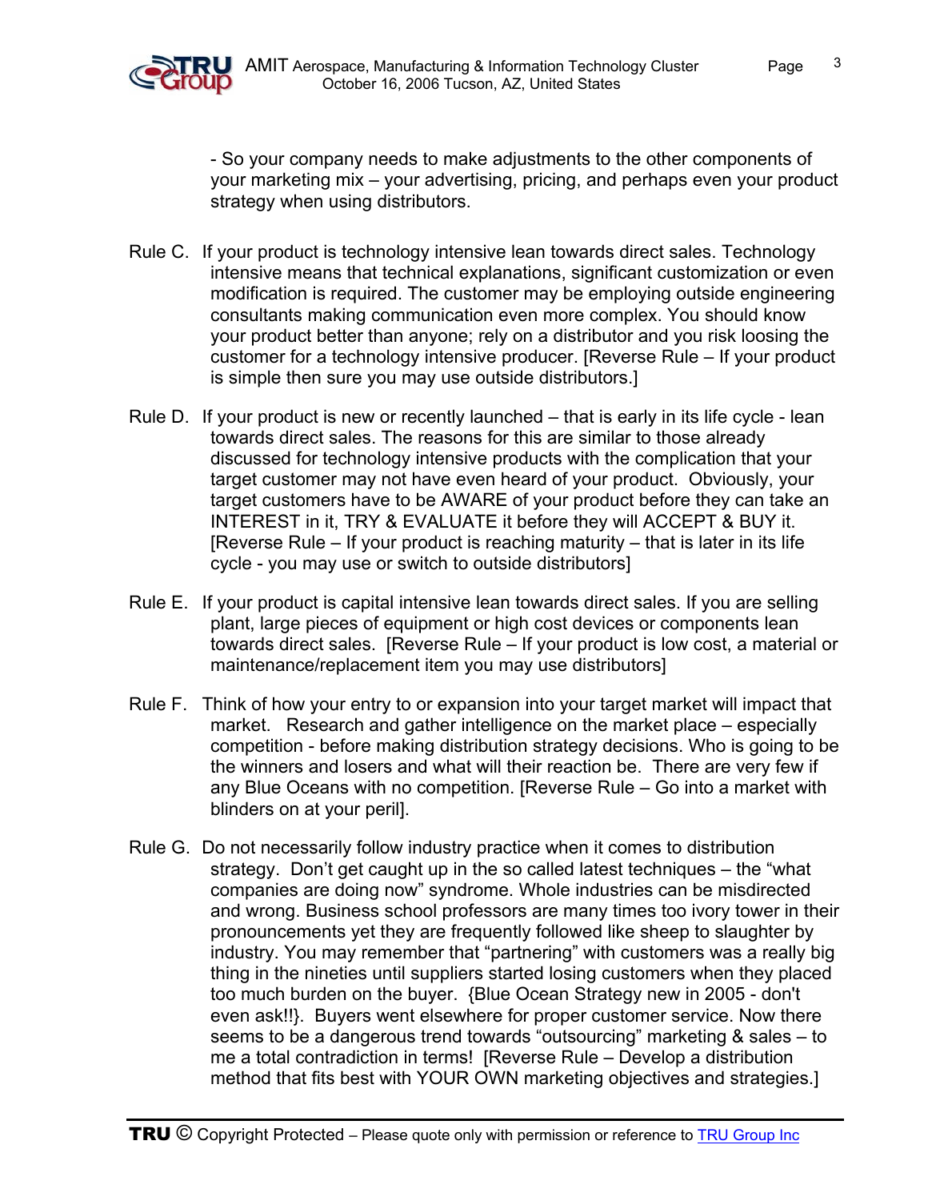- So your company needs to make adjustments to the other components of your marketing mix – your advertising, pricing, and perhaps even your product strategy when using distributors.

Rule C. If your product is technology intensive lean towards direct sales. Technology intensive means that technical explanations, significant customization or even modification is required. The customer may be employing outside engineering consultants making communication even more complex. You should know your product better than anyone; rely on a distributor and you risk loosing the customer for a technology intensive producer. [Reverse Rule – If your product is simple then sure you may use outside distributors.]

Rule D. If your product is new or recently launched – that is early in its life cycle - lean towards direct sales. The reasons for this are similar to those already discussed for technology intensive products with the complication that your target customer may not have even heard of your product. Obviously, your target customers have to be AWARE of your product before they can take an INTEREST in it, TRY & EVALUATE it before they will ACCEPT & BUY it. [Reverse Rule – If your product is reaching maturity – that is later in its life cycle - you may use or switch to outside distributors]

Rule E. If your product is capital intensive lean towards direct sales. If you are selling plant, large pieces of equipment or high cost devices or components lean towards direct sales. [Reverse Rule – If your product is low cost, a material or maintenance/replacement item you may use distributors]

Rule F. Think of how your entry to or expansion into your target market will impact that market. Research and gather intelligence on the market place – especially competition - before making distribution strategy decisions. Who is going to be the winners and losers and what will their reaction be. There are very few if any Blue Oceans with no competition. [Reverse Rule – Go into a market with blinders on at your peril].

Rule G. Do not necessarily follow industry practice when it comes to distribution strategy. Don't get caught up in the so called latest techniques – the "what companies are doing now" syndrome. Whole industries can be misdirected and wrong. Business school professors are many times too ivory tower in their pronouncements yet they are frequently followed like sheep to slaughter by industry. You may remember that "partnering" with customers was a really big thing in the nineties until suppliers started losing customers when they placed too much burden on the buyer. {Blue Ocean Strategy new in 2005 - don't even ask!!}. Buyers went elsewhere for proper customer service. Now there seems to be a dangerous trend towards "outsourcing" marketing & sales – to me a total contradiction in terms! [Reverse Rule – Develop a distribution method that fits best with YOUR OWN marketing objectives and strategies.]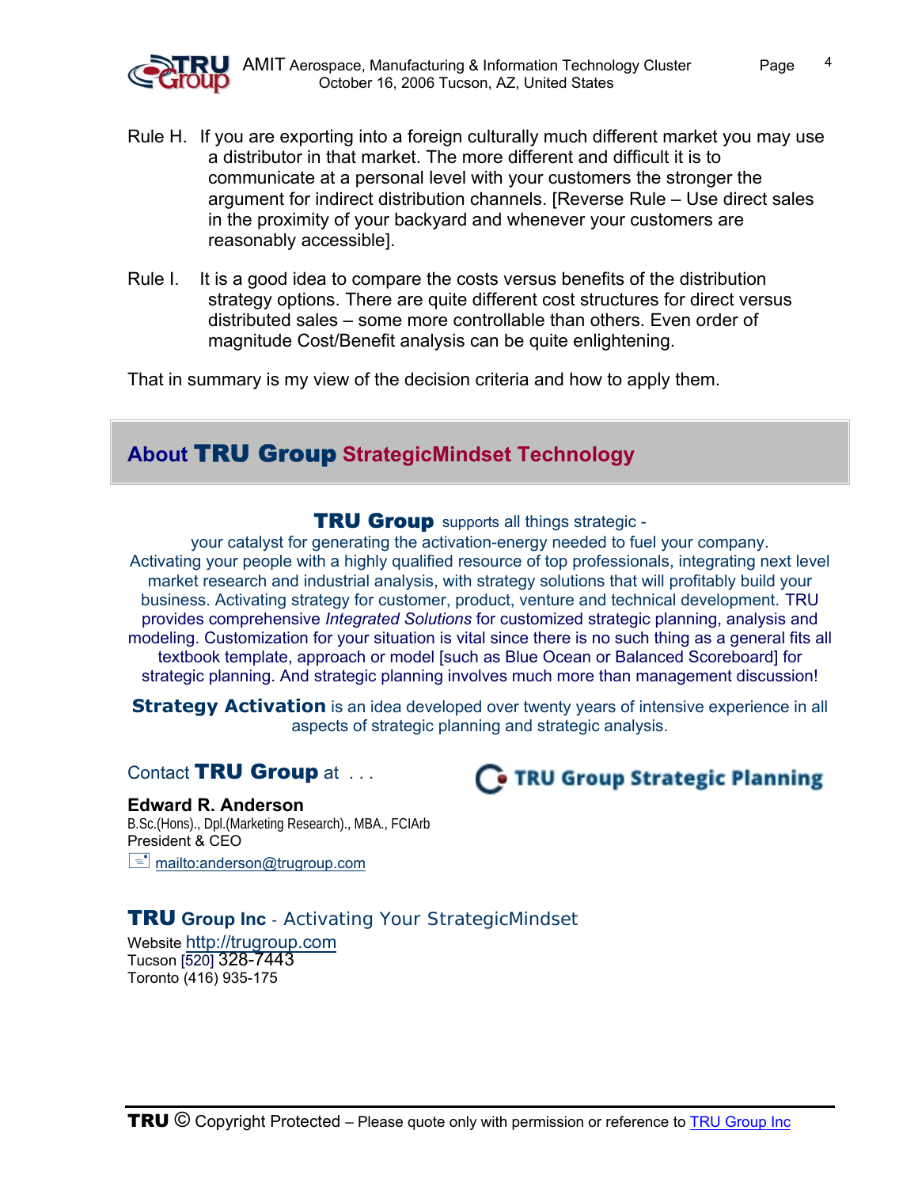Rule H. If you are exporting into a foreign culturally much different market you may use a distributor in that market. The more different and difficult it is to communicate at a personal level with your customers the stronger the argument for indirect distribution channels. [Reverse Rule – Use direct sales in the proximity of your backyard and whenever your customers are reasonably accessible].

Rule I. It is a good idea to compare the costs versus benefits of the distribution strategy options. There are quite different cost structures for direct versus distributed sales – some more controllable than others. Even order of magnitude Cost/Benefit analysis can be quite enlightening.

That in summary is my view of the decision criteria and how to apply them.

## About **TRU Group** StrategicMindset Technology

**TRU Group** supports all things strategic - your catalyst for generating the activation-energy needed to fuel your company. Activating your people with a highly qualified resource of top professionals, integrating next level market research and industrial analysis, with strategy solutions that will profitably build your business. Activating strategy for customer, product, venture and technical development. TRU provides comprehensive *Integrated Solutions* for customized strategic planning, analysis and modeling. Customization for your situation is vital since there is no such thing as a general fits all textbook template, approach or model [such as Blue Ocean or Balanced Scoreboard] for strategic planning. And strategic planning involves much more than management discussion!

**Strategy Activation** is an idea developed over twenty years of intensive experience in all aspects of strategic planning and strategic analysis.

Contact **TRU Group** at . . .

TRU Group Strategic Planning

**Edward R. Anderson**
B.Sc.(Hons)., Dpl.(Marketing Research)., MBA., FCIArb
President & CEO
mailto:anderson@trugroup.com

**TRU Group Inc** - Activating Your StrategicMindset
Website http://trugroup.com
Tucson [520] 328-7443
Toronto (416) 935-175

**TRU** © Copyright Protected – Please quote only with permission or reference to TRU Group Inc